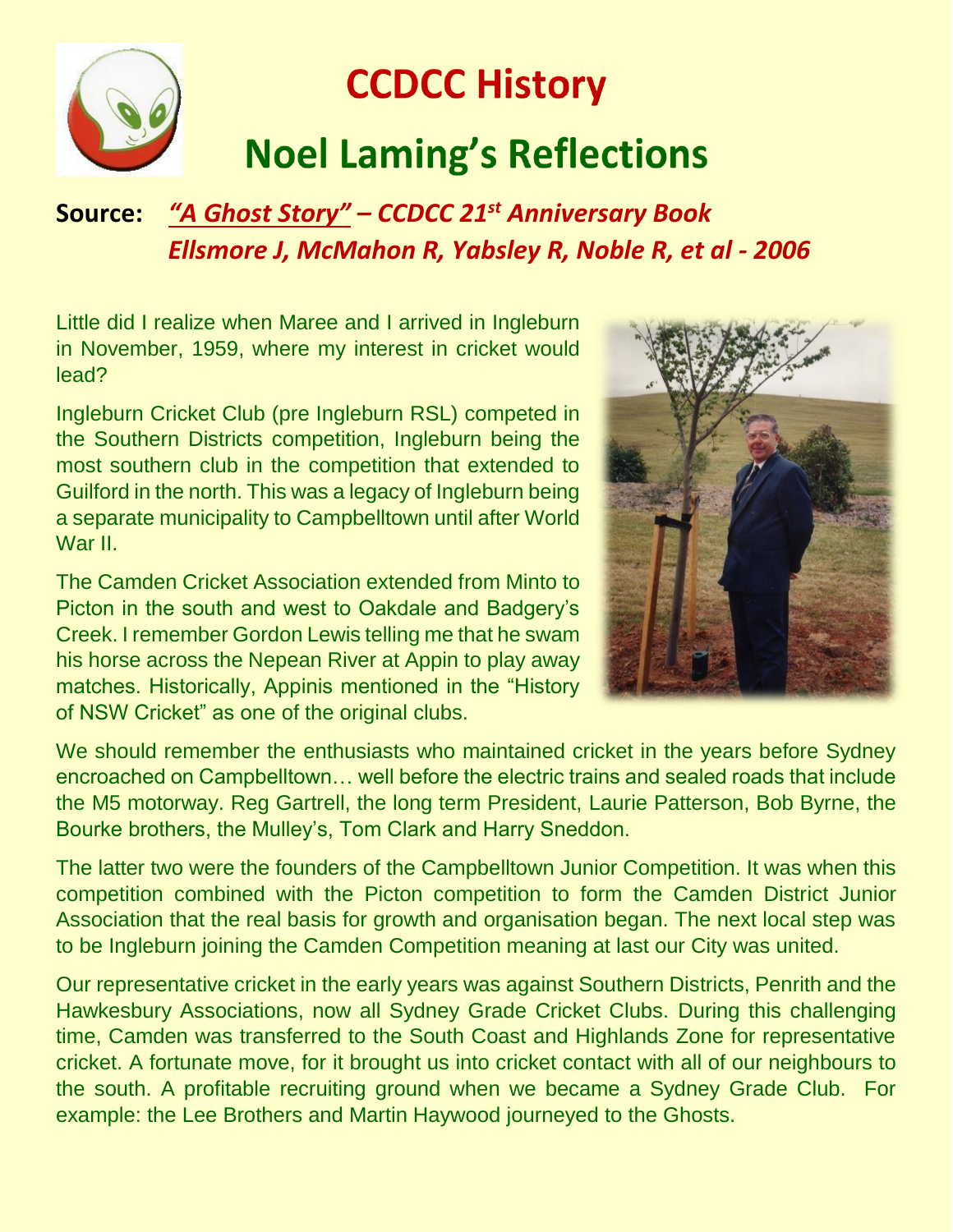# CCDCC History

# Noel Laming's Reflections

**Source:** ***"A Ghost Story" – CCDCC 21st Anniversary Book***
***Ellsmore J, McMahon R, Yabsley R, Noble R, et al - 2006***

Little did I realize when Maree and I arrived in Ingleburn in November, 1959, where my interest in cricket would lead?

Ingleburn Cricket Club (pre Ingleburn RSL) competed in the Southern Districts competition, Ingleburn being the most southern club in the competition that extended to Guilford in the north. This was a legacy of Ingleburn being a separate municipality to Campbelltown until after World War II.

The Camden Cricket Association extended from Minto to Picton in the south and west to Oakdale and Badgery's Creek. I remember Gordon Lewis telling me that he swam his horse across the Nepean River at Appin to play away matches. Historically, Appinis mentioned in the "History of NSW Cricket" as one of the original clubs.

We should remember the enthusiasts who maintained cricket in the years before Sydney encroached on Campbelltown… well before the electric trains and sealed roads that include the M5 motorway. Reg Gartrell, the long term President, Laurie Patterson, Bob Byrne, the Bourke brothers, the Mulley's, Tom Clark and Harry Sneddon.

The latter two were the founders of the Campbelltown Junior Competition. It was when this competition combined with the Picton competition to form the Camden District Junior Association that the real basis for growth and organisation began. The next local step was to be Ingleburn joining the Camden Competition meaning at last our City was united.

Our representative cricket in the early years was against Southern Districts, Penrith and the Hawkesbury Associations, now all Sydney Grade Cricket Clubs. During this challenging time, Camden was transferred to the South Coast and Highlands Zone for representative cricket. A fortunate move, for it brought us into cricket contact with all of our neighbours to the south. A profitable recruiting ground when we became a Sydney Grade Club. For example: the Lee Brothers and Martin Haywood journeyed to the Ghosts.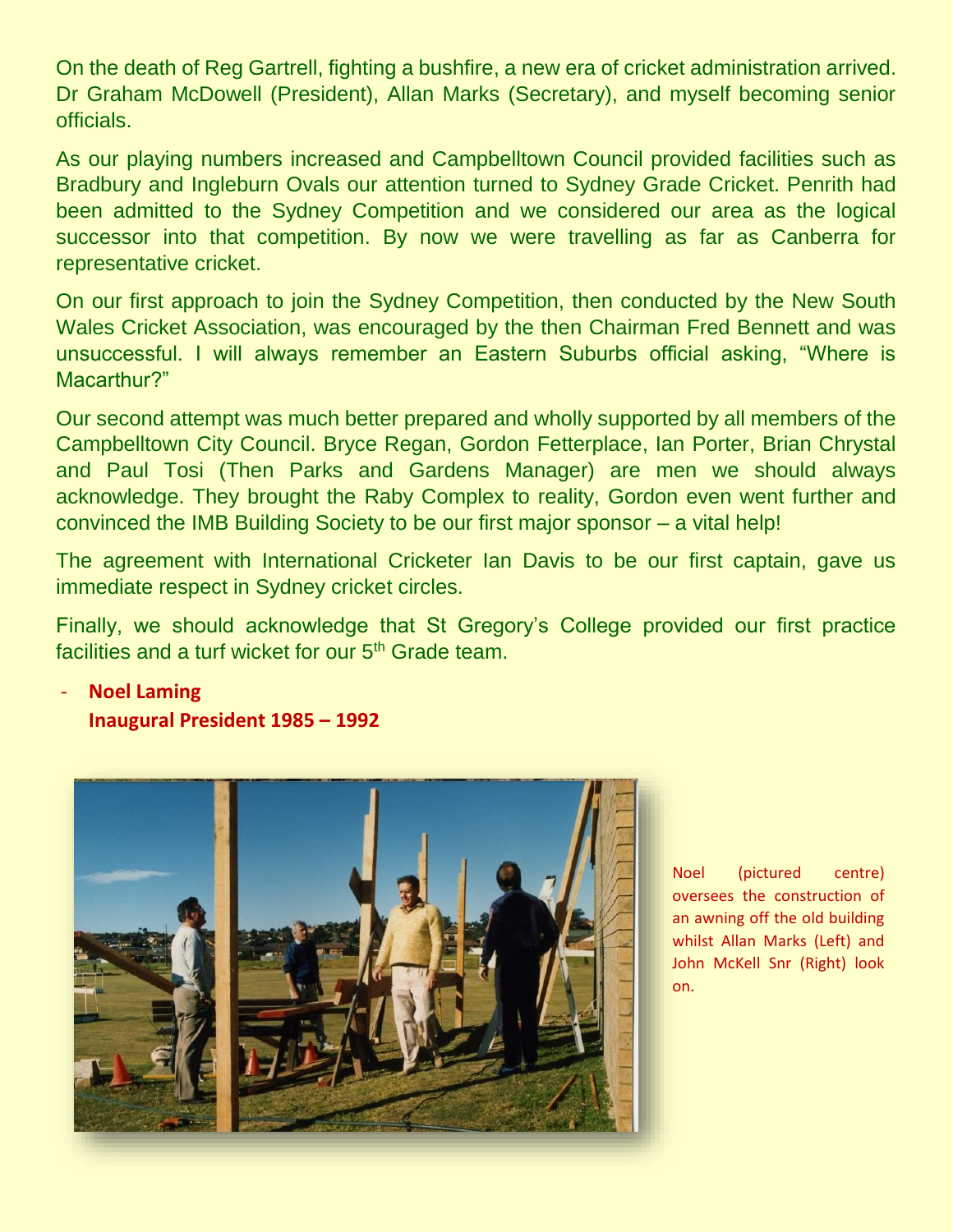On the death of Reg Gartrell, fighting a bushfire, a new era of cricket administration arrived. Dr Graham McDowell (President), Allan Marks (Secretary), and myself becoming senior officials.

As our playing numbers increased and Campbelltown Council provided facilities such as Bradbury and Ingleburn Ovals our attention turned to Sydney Grade Cricket. Penrith had been admitted to the Sydney Competition and we considered our area as the logical successor into that competition. By now we were travelling as far as Canberra for representative cricket.

On our first approach to join the Sydney Competition, then conducted by the New South Wales Cricket Association, was encouraged by the then Chairman Fred Bennett and was unsuccessful. I will always remember an Eastern Suburbs official asking, "Where is Macarthur?"

Our second attempt was much better prepared and wholly supported by all members of the Campbelltown City Council. Bryce Regan, Gordon Fetterplace, Ian Porter, Brian Chrystal and Paul Tosi (Then Parks and Gardens Manager) are men we should always acknowledge. They brought the Raby Complex to reality, Gordon even went further and convinced the IMB Building Society to be our first major sponsor – a vital help!

The agreement with International Cricketer Ian Davis to be our first captain, gave us immediate respect in Sydney cricket circles.

Finally, we should acknowledge that St Gregory's College provided our first practice facilities and a turf wicket for our 5th Grade team.

- **Noel Laming**
  **Inaugural President 1985 – 1992**

Noel (pictured centre) oversees the construction of an awning off the old building whilst Allan Marks (Left) and John McKell Snr (Right) look on.